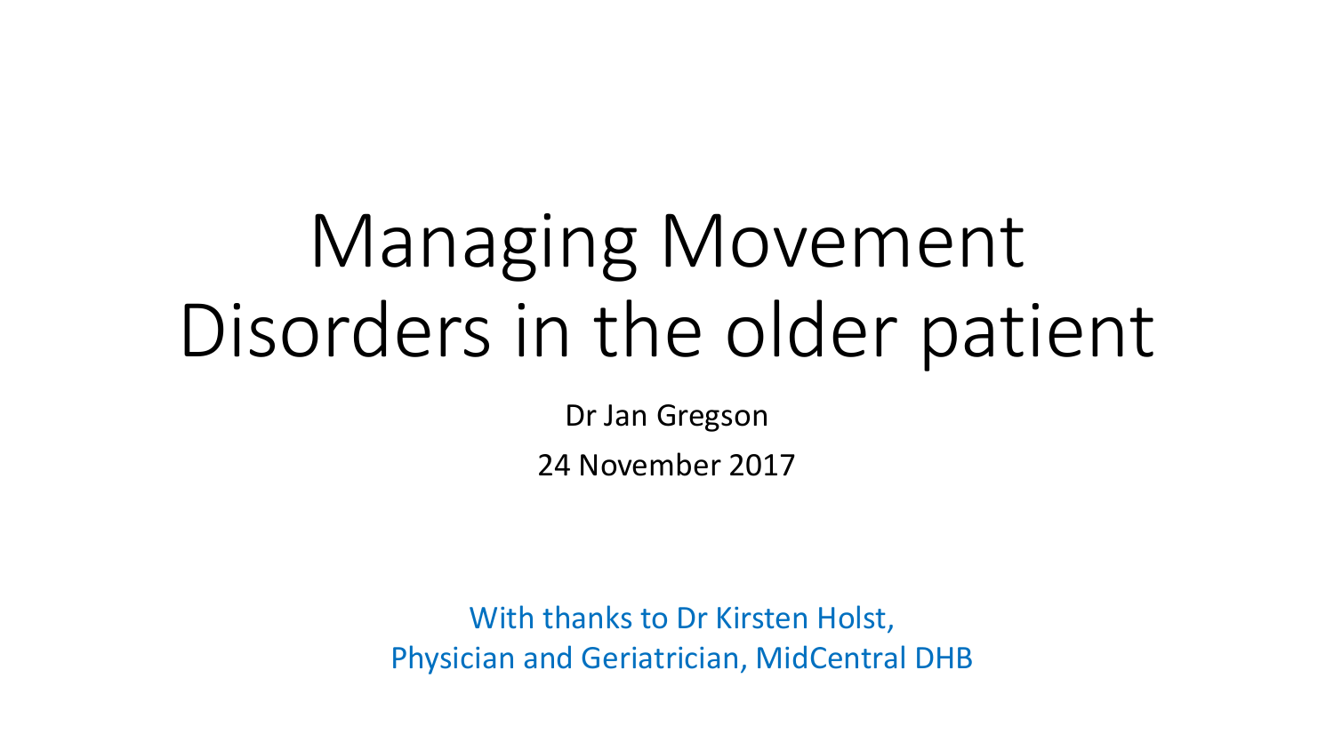# Managing Movement Disorders in the older patient

Dr Jan Gregson

24 November 2017

With thanks to Dr Kirsten Holst,
Physician and Geriatrician, MidCentral DHB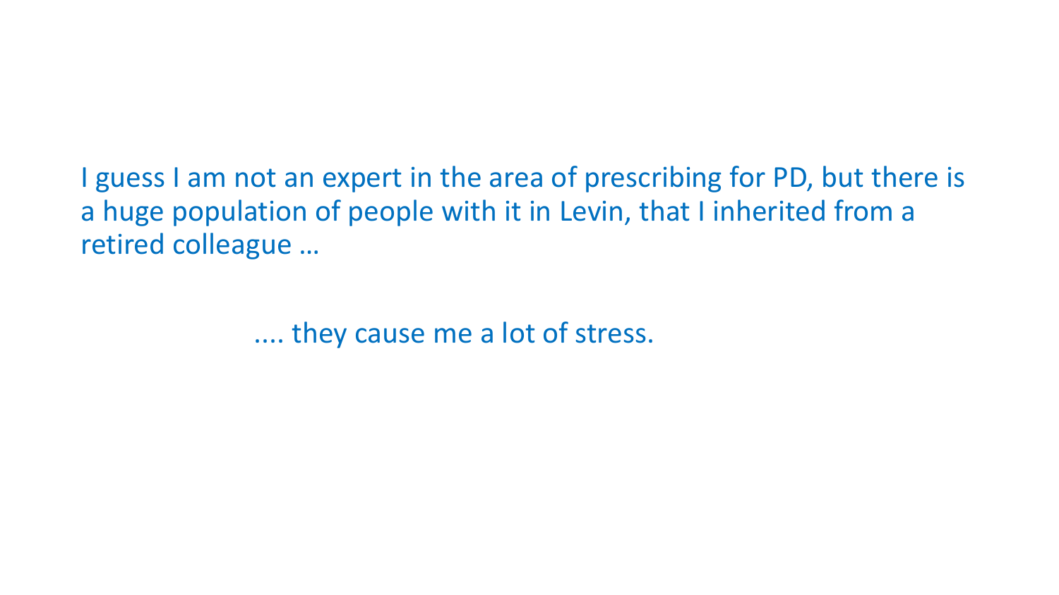I guess I am not an expert in the area of prescribing for PD, but there is a huge population of people with it in Levin, that I inherited from a retired colleague …

.... they cause me a lot of stress.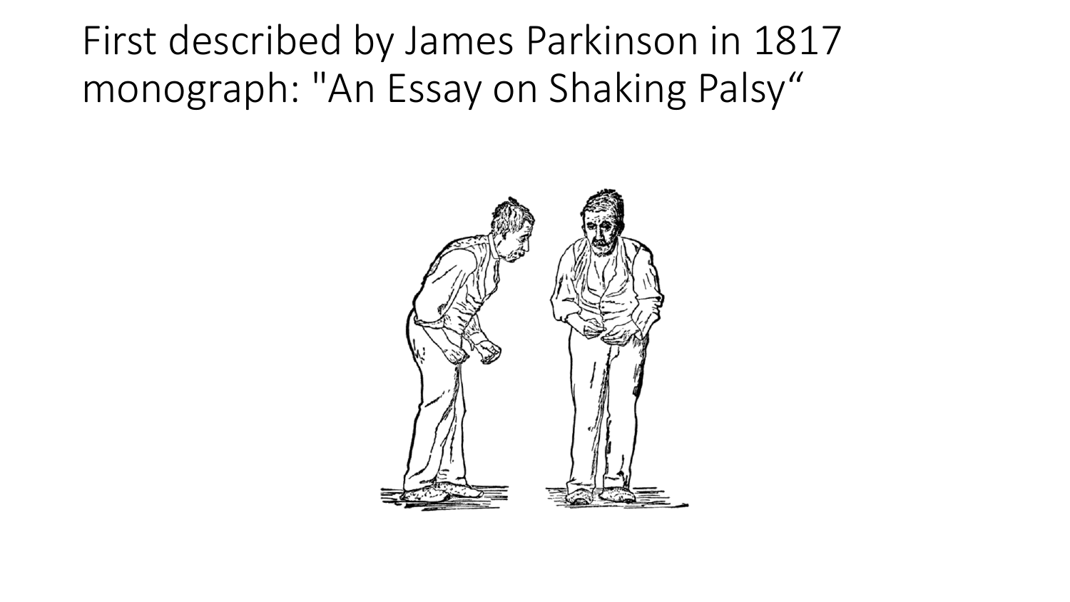# First described by James Parkinson in 1817 monograph: "An Essay on Shaking Palsy“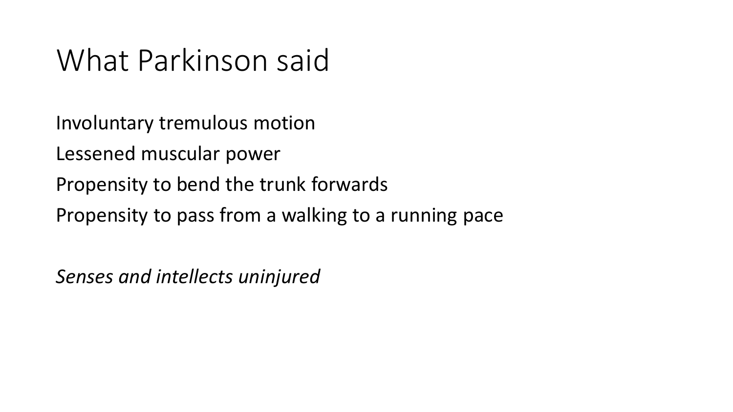# What Parkinson said

Involuntary tremulous motion

Lessened muscular power

Propensity to bend the trunk forwards

Propensity to pass from a walking to a running pace

*Senses and intellects uninjured*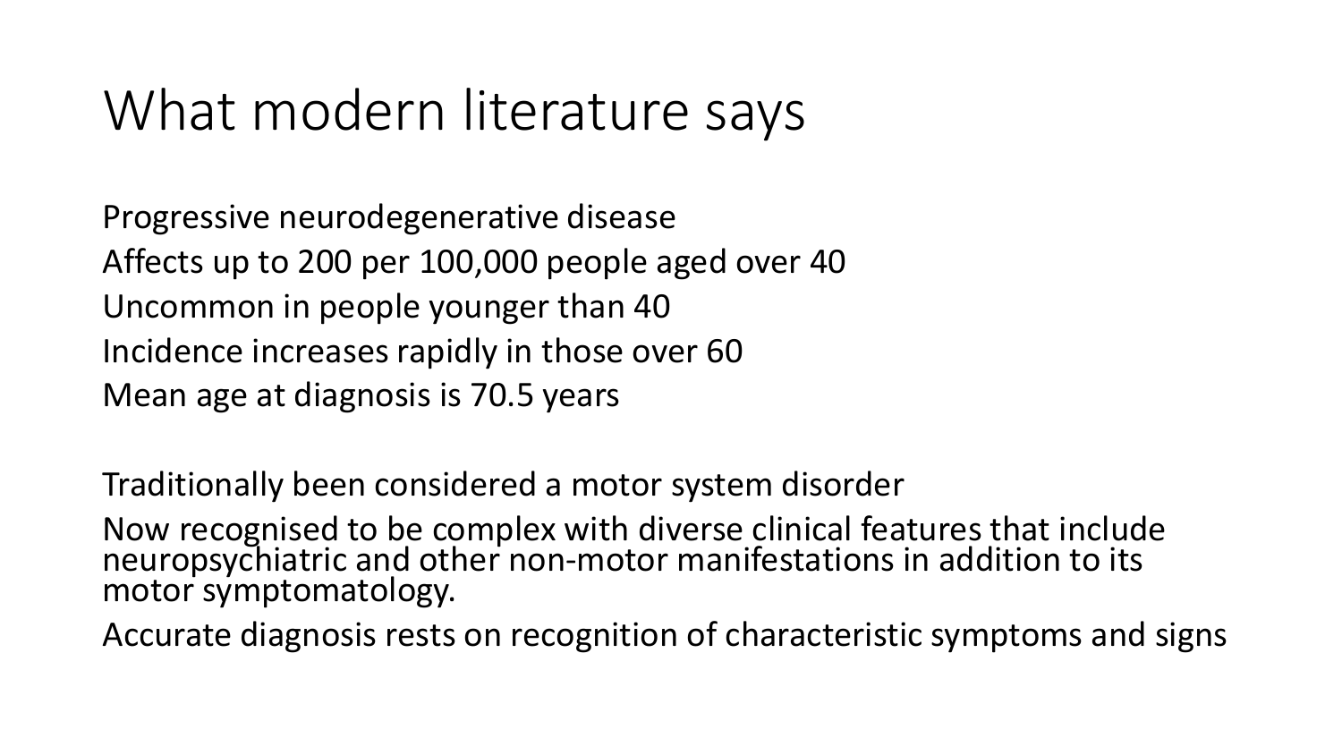# What modern literature says

Progressive neurodegenerative disease
Affects up to 200 per 100,000 people aged over 40
Uncommon in people younger than 40
Incidence increases rapidly in those over 60
Mean age at diagnosis is 70.5 years

Traditionally been considered a motor system disorder
Now recognised to be complex with diverse clinical features that include neuropsychiatric and other non-motor manifestations in addition to its motor symptomatology.
Accurate diagnosis rests on recognition of characteristic symptoms and signs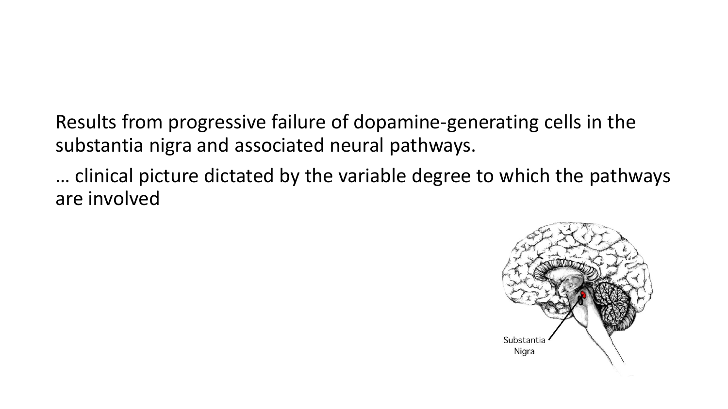Results from progressive failure of dopamine-generating cells in the substantia nigra and associated neural pathways.

… clinical picture dictated by the variable degree to which the pathways are involved

Substantia Nigra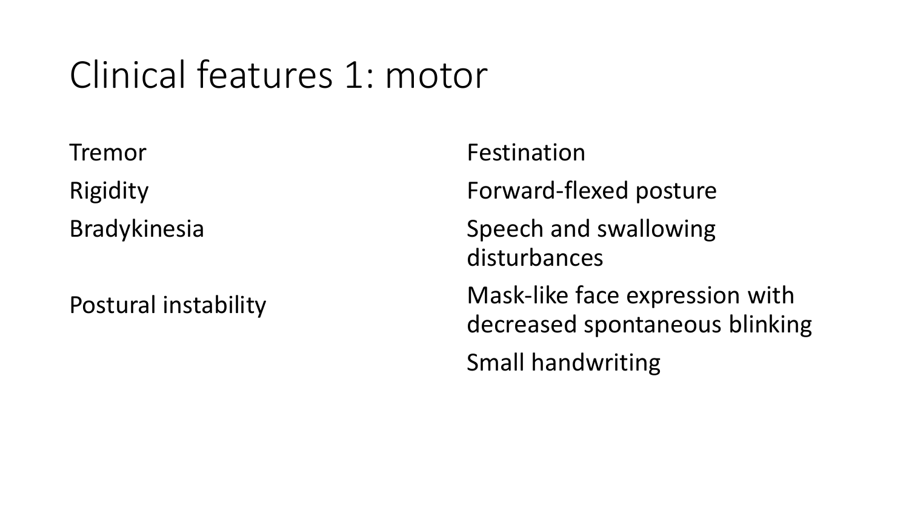# Clinical features 1: motor

Tremor

Rigidity

Bradykinesia

Postural instability

Festination

Forward-flexed posture

Speech and swallowing disturbances

Mask-like face expression with decreased spontaneous blinking

Small handwriting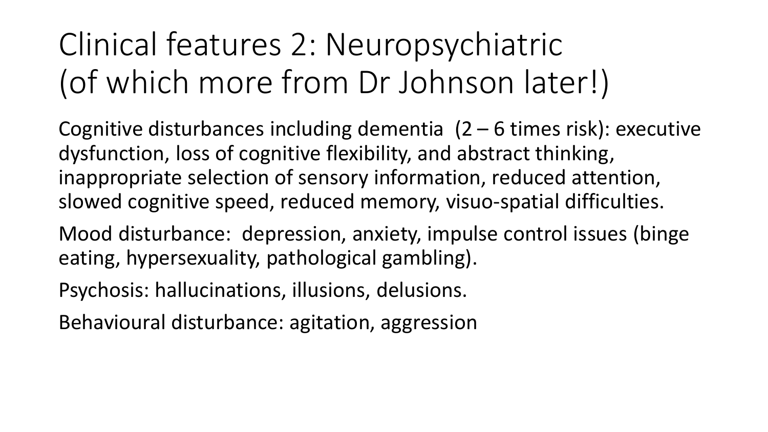# Clinical features 2: Neuropsychiatric (of which more from Dr Johnson later!)

Cognitive disturbances including dementia  (2 – 6 times risk): executive dysfunction, loss of cognitive flexibility, and abstract thinking, inappropriate selection of sensory information, reduced attention, slowed cognitive speed, reduced memory, visuo-spatial difficulties.

Mood disturbance:  depression, anxiety, impulse control issues (binge eating, hypersexuality, pathological gambling).

Psychosis: hallucinations, illusions, delusions.

Behavioural disturbance: agitation, aggression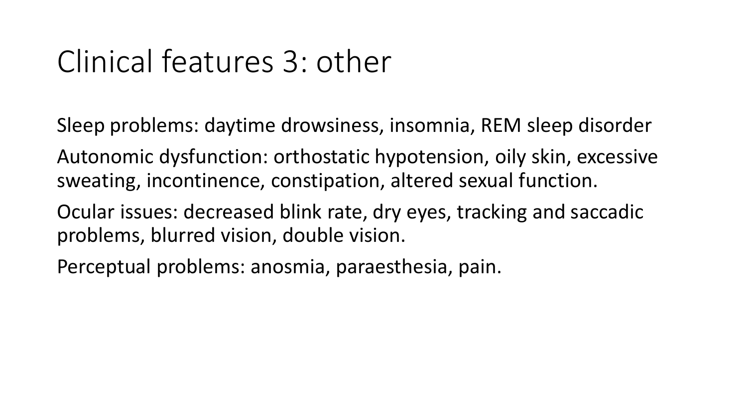# Clinical features 3: other

Sleep problems: daytime drowsiness, insomnia, REM sleep disorder

Autonomic dysfunction: orthostatic hypotension, oily skin, excessive sweating, incontinence, constipation, altered sexual function.

Ocular issues: decreased blink rate, dry eyes, tracking and saccadic problems, blurred vision, double vision.

Perceptual problems: anosmia, paraesthesia, pain.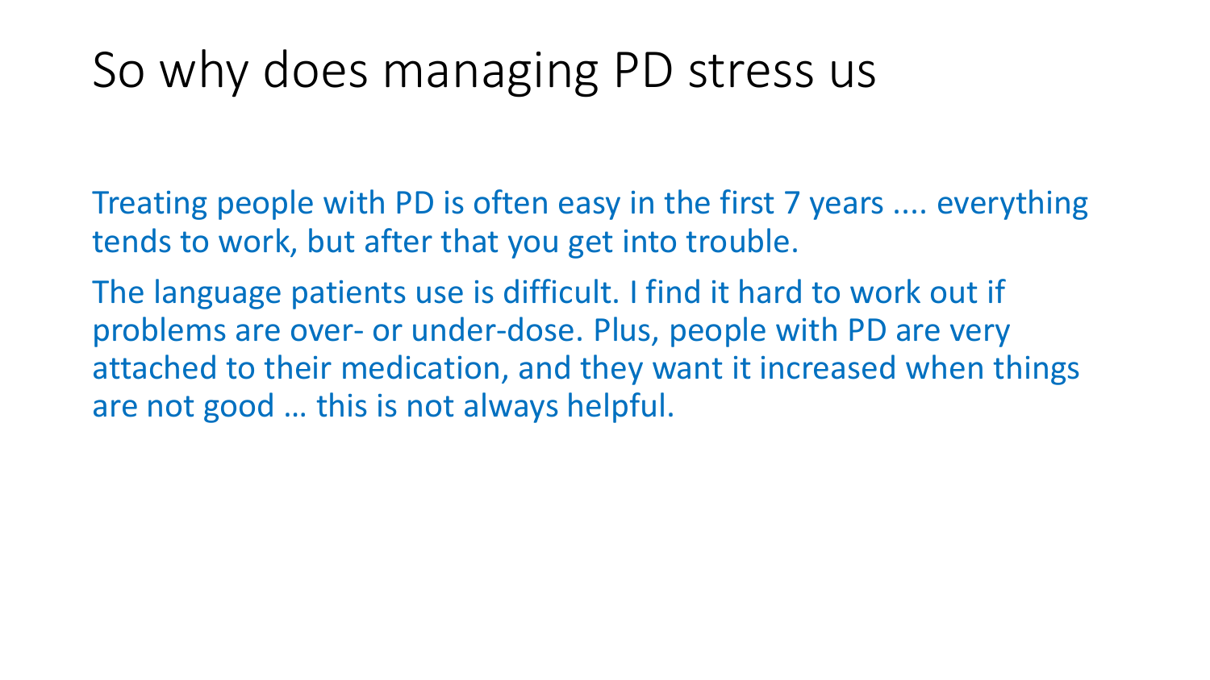# So why does managing PD stress us

Treating people with PD is often easy in the first 7 years .... everything tends to work, but after that you get into trouble.

The language patients use is difficult. I find it hard to work out if problems are over- or under-dose. Plus, people with PD are very attached to their medication, and they want it increased when things are not good … this is not always helpful.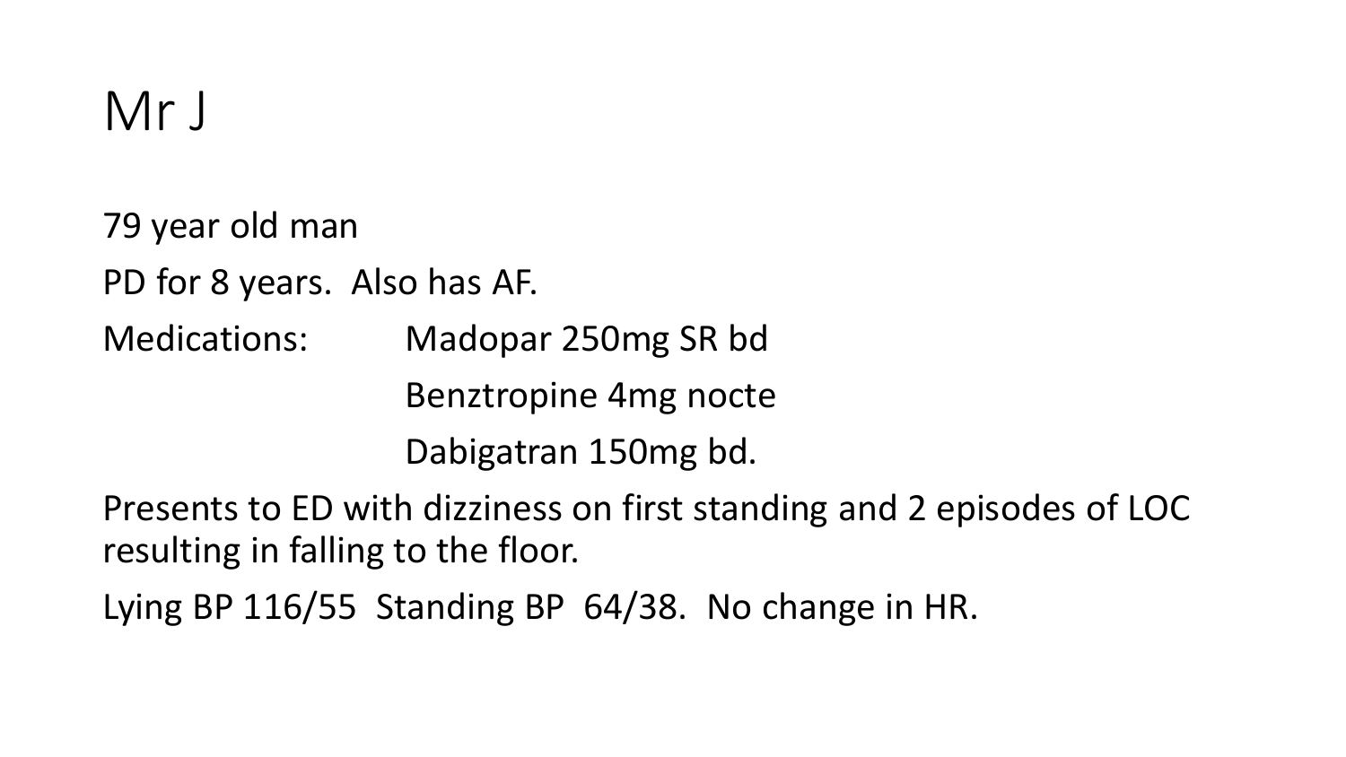# Mr J

79 year old man

PD for 8 years. Also has AF.

Medications: Madopar 250mg SR bd
Benztropine 4mg nocte
Dabigatran 150mg bd.

Presents to ED with dizziness on first standing and 2 episodes of LOC resulting in falling to the floor.

Lying BP 116/55 Standing BP 64/38. No change in HR.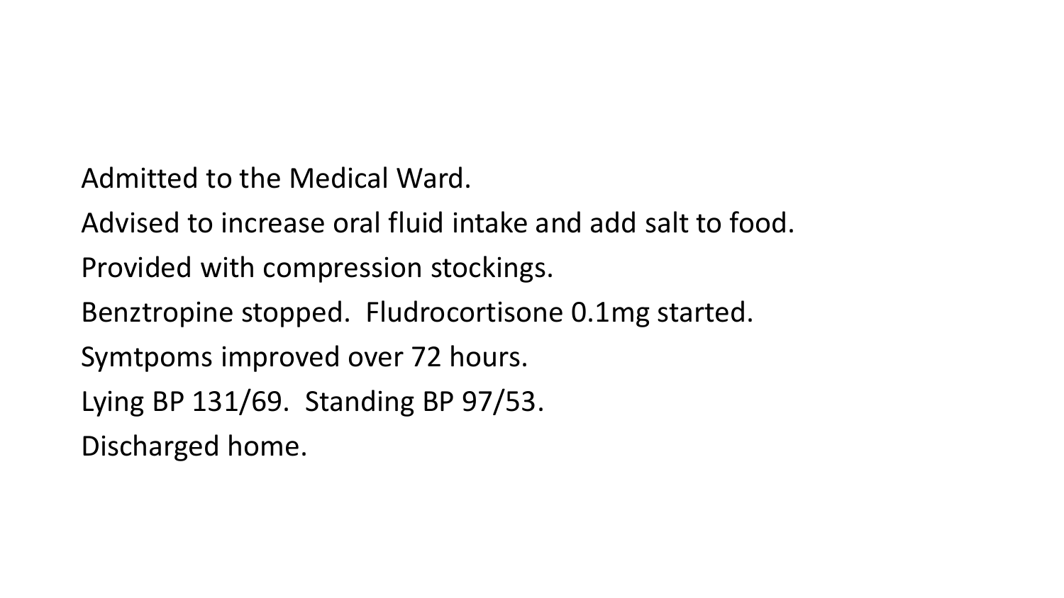Admitted to the Medical Ward.

Advised to increase oral fluid intake and add salt to food.

Provided with compression stockings.

Benztropine stopped.  Fludrocortisone 0.1mg started.

Symtpoms improved over 72 hours.

Lying BP 131/69.  Standing BP 97/53.

Discharged home.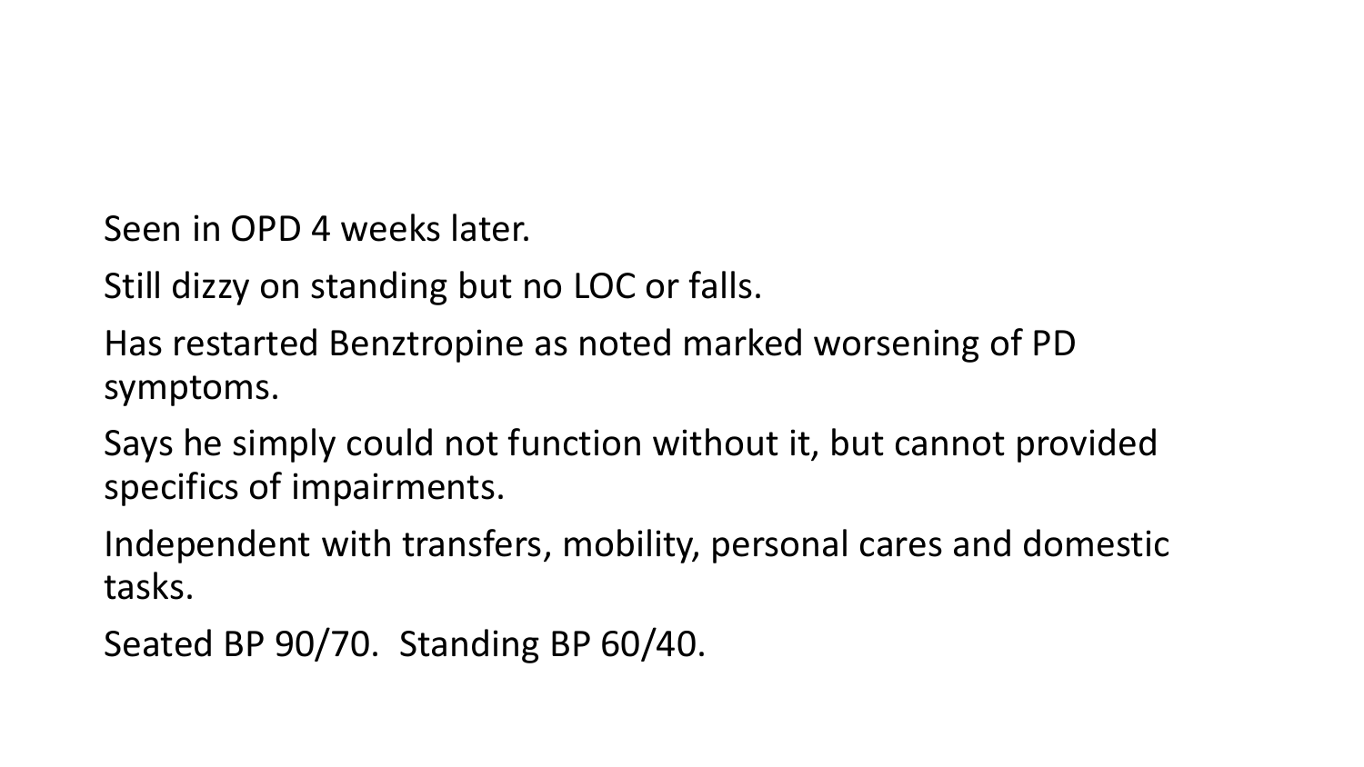Seen in OPD 4 weeks later.

Still dizzy on standing but no LOC or falls.

Has restarted Benztropine as noted marked worsening of PD symptoms.

Says he simply could not function without it, but cannot provided specifics of impairments.

Independent with transfers, mobility, personal cares and domestic tasks.

Seated BP 90/70. Standing BP 60/40.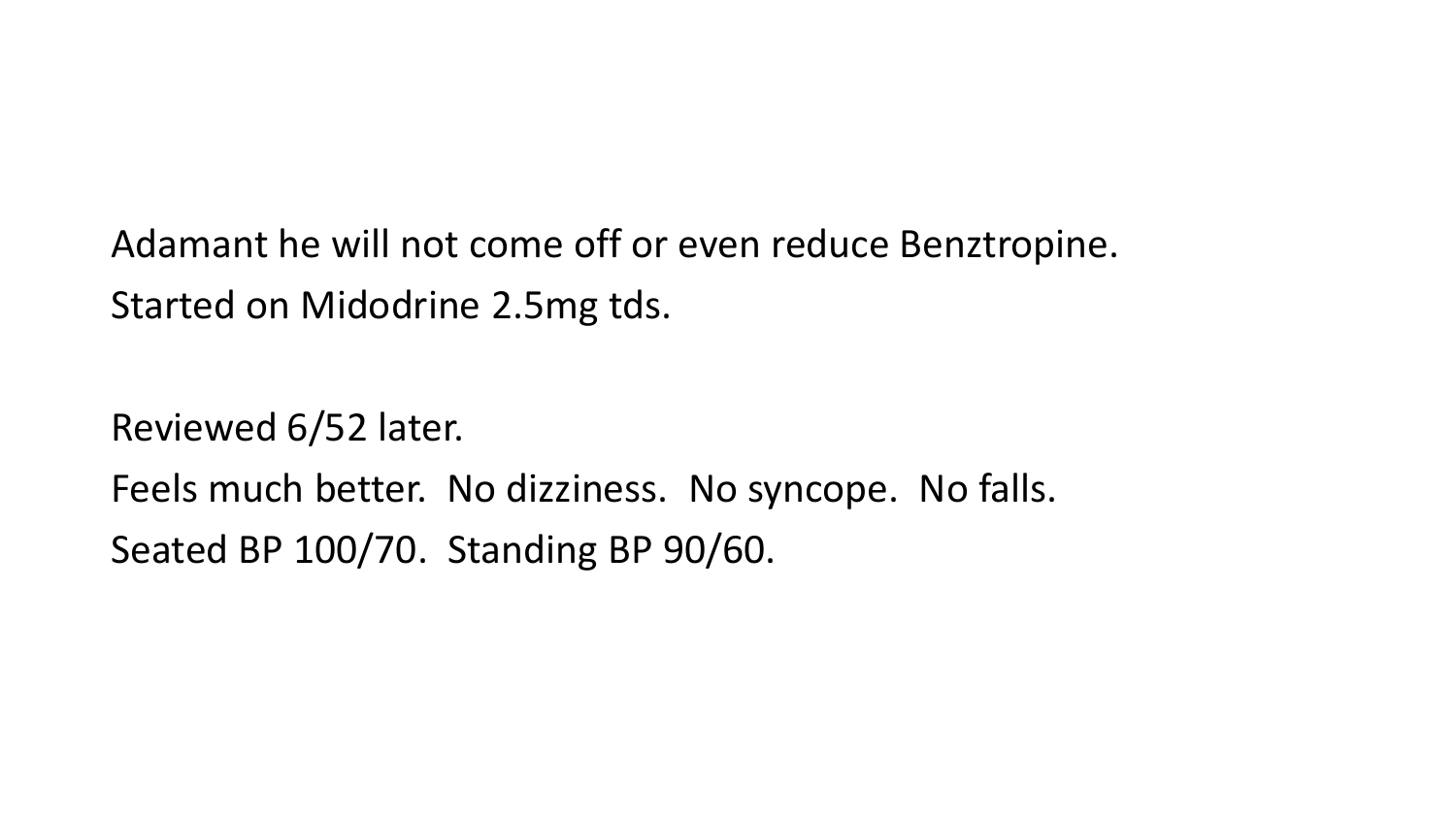Adamant he will not come off or even reduce Benztropine.
Started on Midodrine 2.5mg tds.

Reviewed 6/52 later.
Feels much better. No dizziness. No syncope. No falls.
Seated BP 100/70. Standing BP 90/60.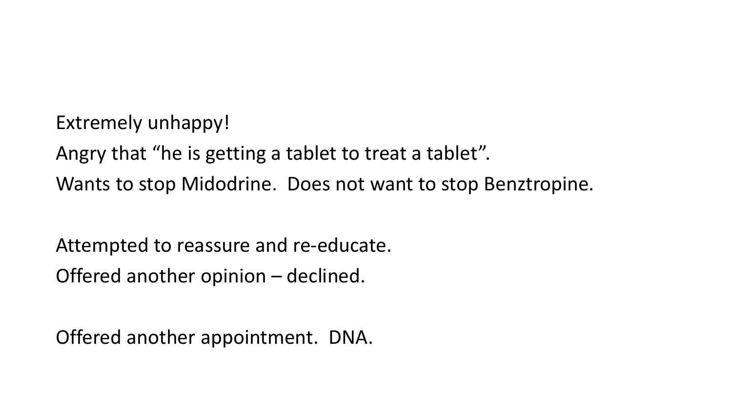Extremely unhappy!

Angry that "he is getting a tablet to treat a tablet".

Wants to stop Midodrine.  Does not want to stop Benztropine.

Attempted to reassure and re-educate.

Offered another opinion – declined.

Offered another appointment.  DNA.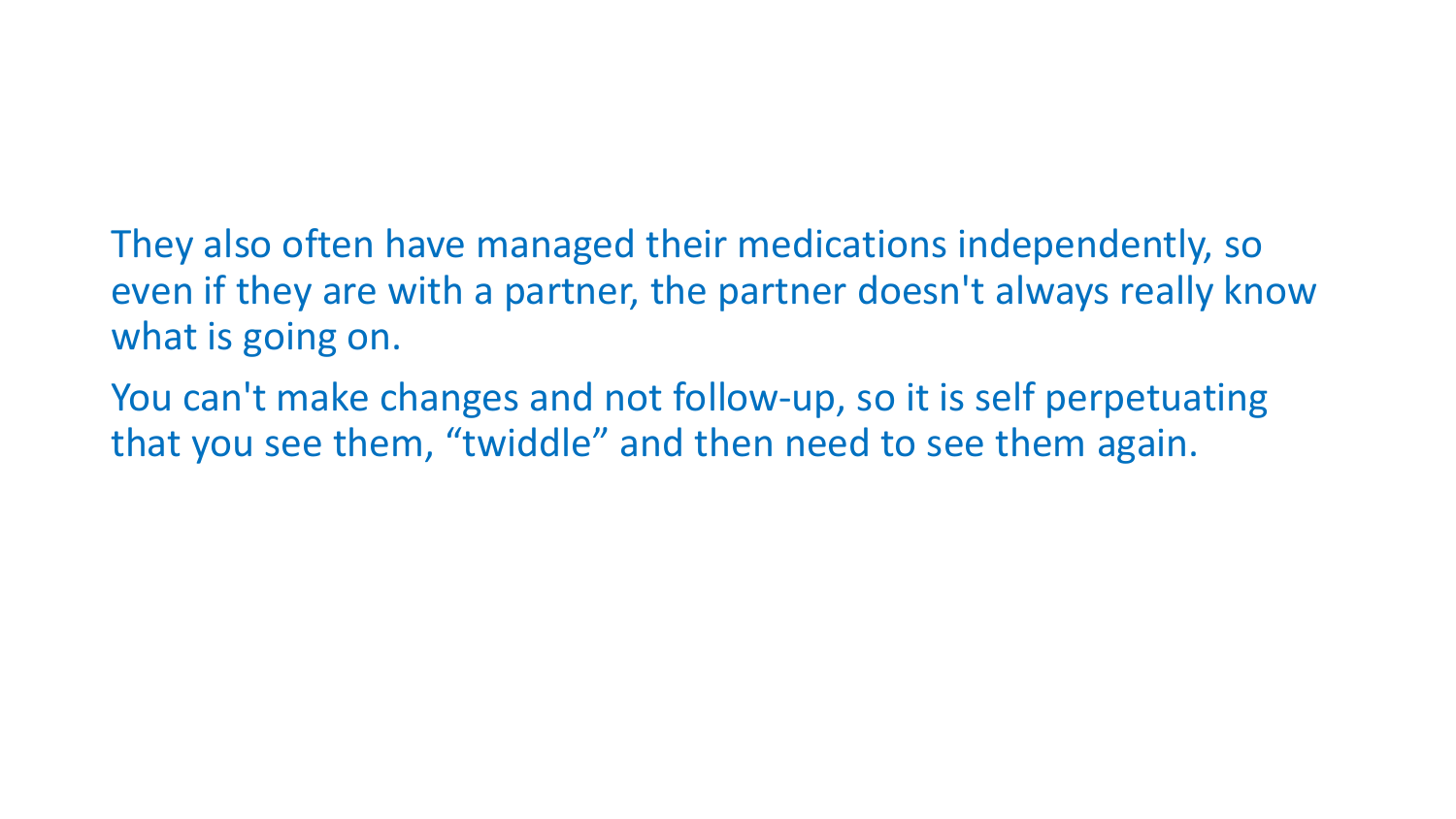They also often have managed their medications independently, so even if they are with a partner, the partner doesn't always really know what is going on.

You can't make changes and not follow-up, so it is self perpetuating that you see them, “twiddle” and then need to see them again.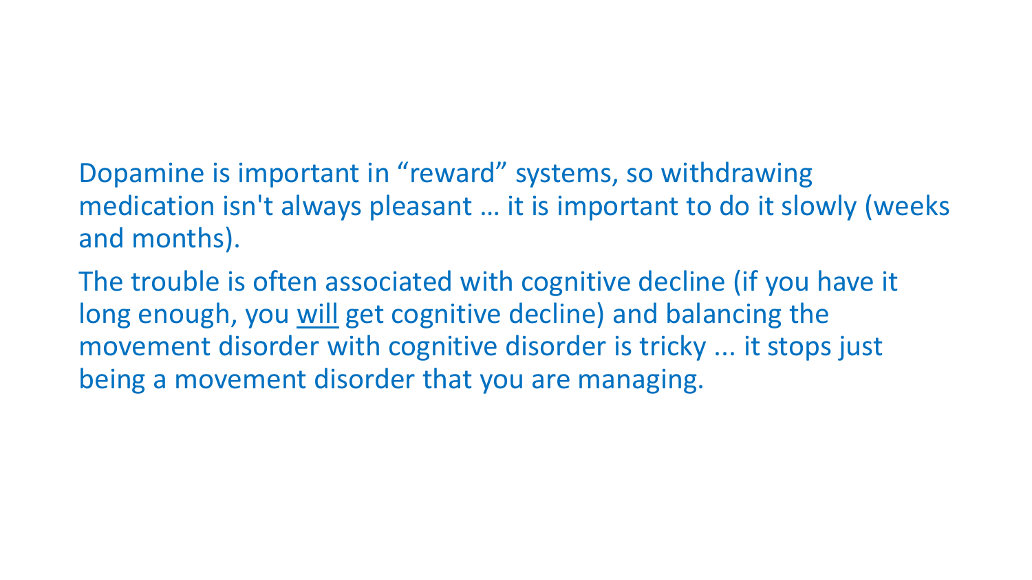Dopamine is important in “reward” systems, so withdrawing medication isn't always pleasant … it is important to do it slowly (weeks and months).

The trouble is often associated with cognitive decline (if you have it long enough, you <u>will</u> get cognitive decline) and balancing the movement disorder with cognitive disorder is tricky ... it stops just being a movement disorder that you are managing.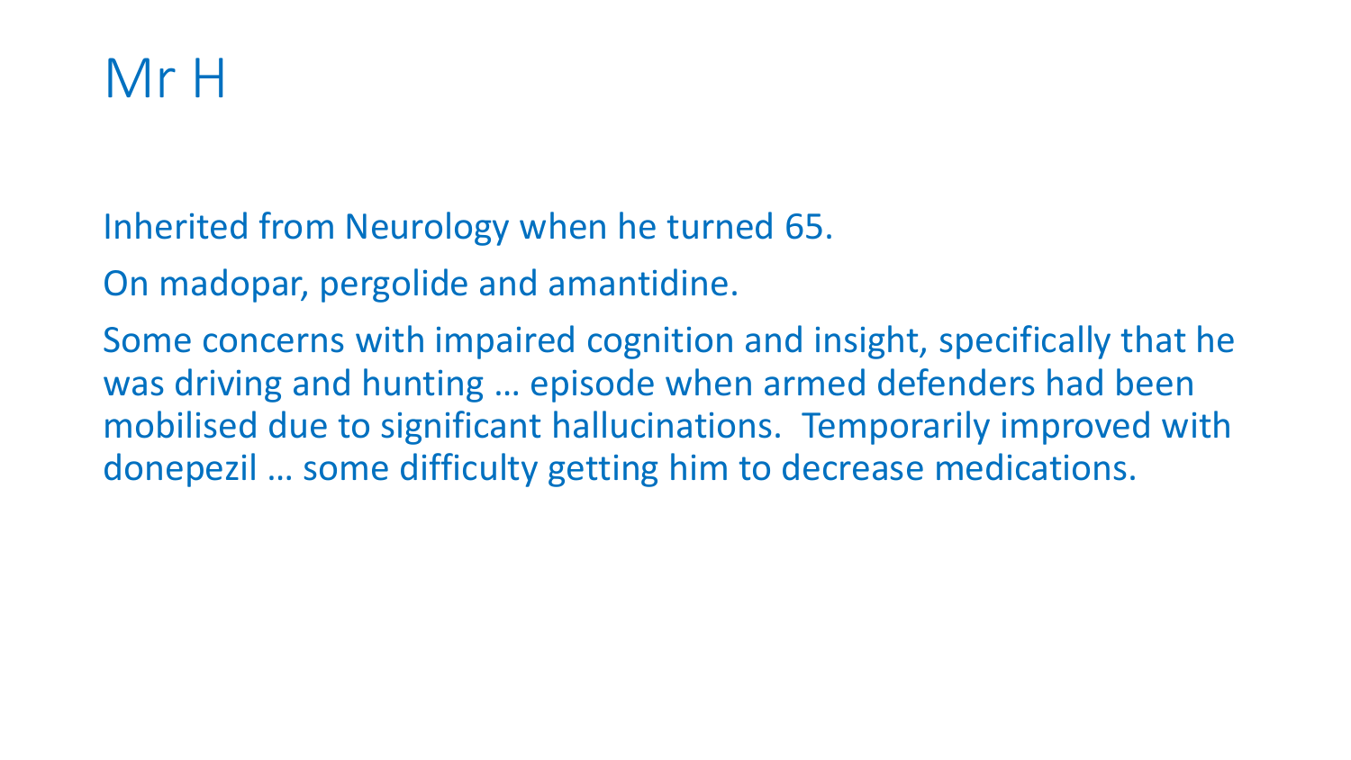# Mr H

Inherited from Neurology when he turned 65.

On madopar, pergolide and amantidine.

Some concerns with impaired cognition and insight, specifically that he was driving and hunting … episode when armed defenders had been mobilised due to significant hallucinations. Temporarily improved with donepezil … some difficulty getting him to decrease medications.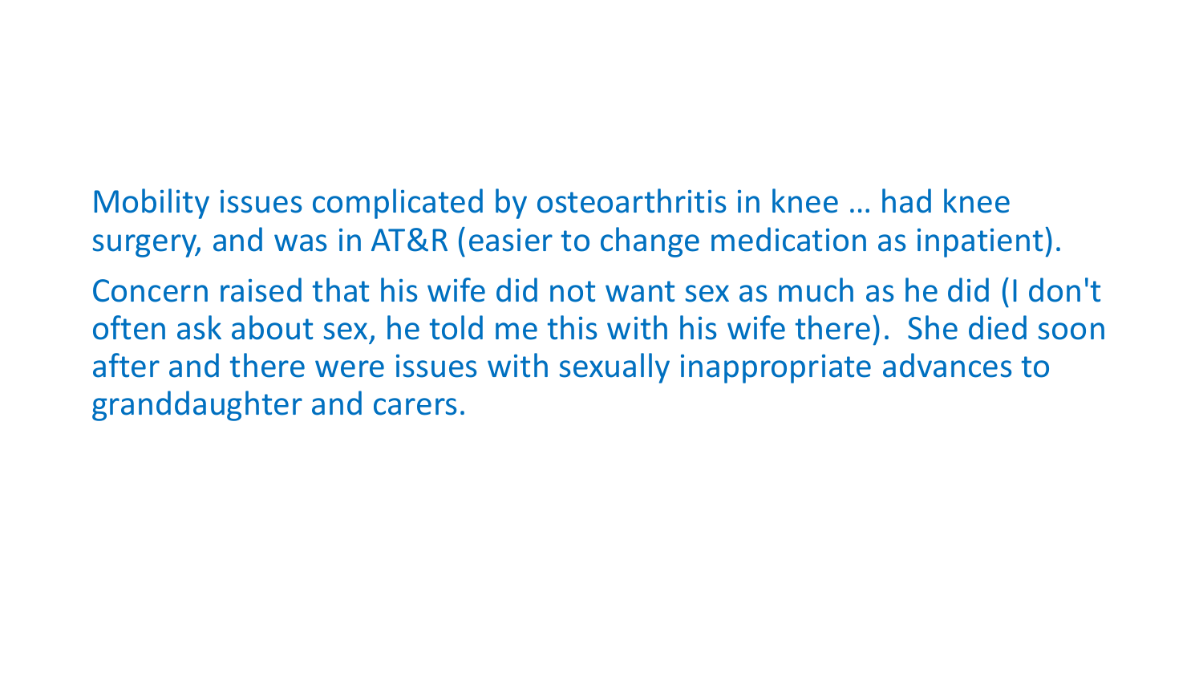Mobility issues complicated by osteoarthritis in knee … had knee surgery, and was in AT&R (easier to change medication as inpatient).

Concern raised that his wife did not want sex as much as he did (I don't often ask about sex, he told me this with his wife there). She died soon after and there were issues with sexually inappropriate advances to granddaughter and carers.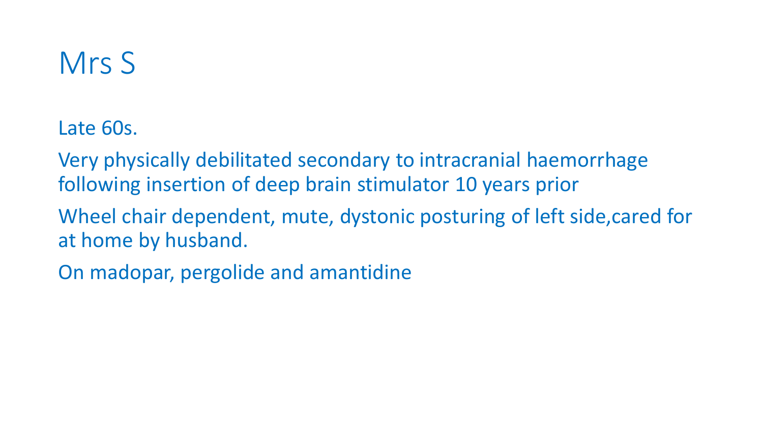# Mrs S

Late 60s.

Very physically debilitated secondary to intracranial haemorrhage following insertion of deep brain stimulator 10 years prior

Wheel chair dependent, mute, dystonic posturing of left side,cared for at home by husband.

On madopar, pergolide and amantidine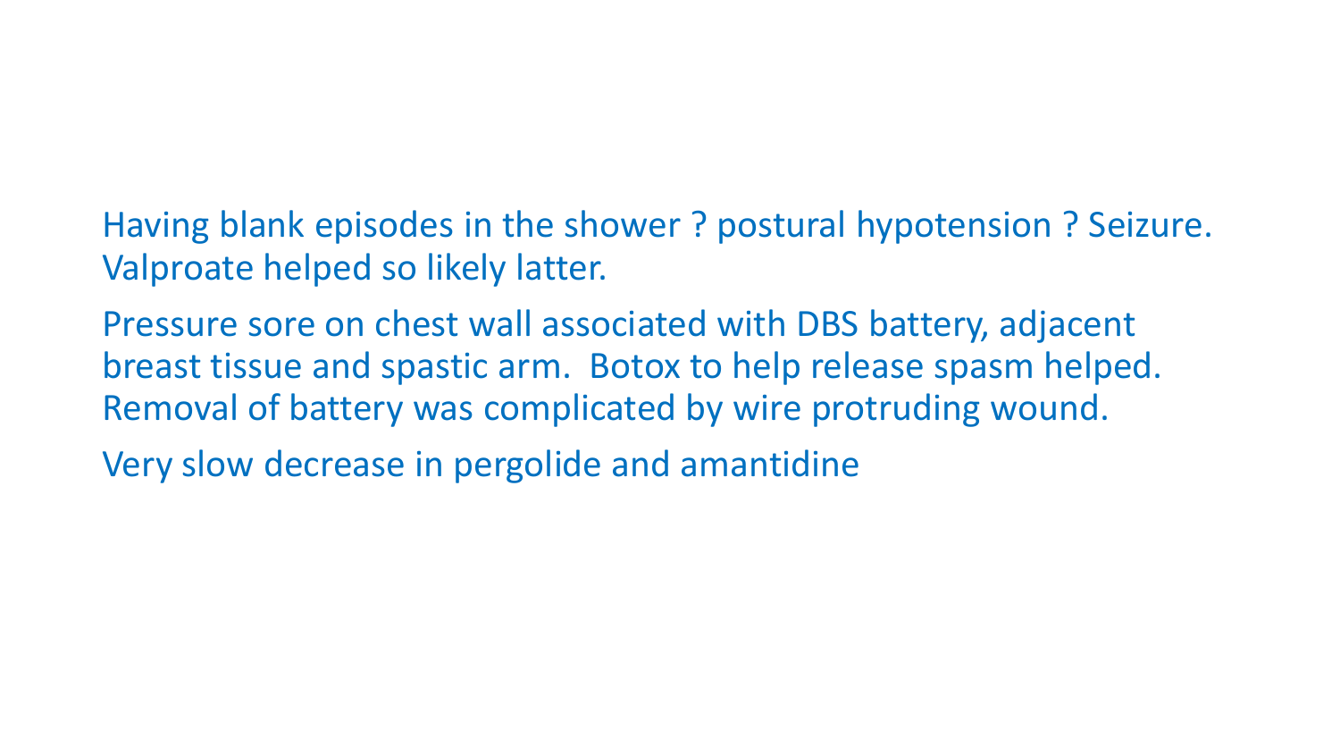Having blank episodes in the shower ? postural hypotension ? Seizure. Valproate helped so likely latter.

Pressure sore on chest wall associated with DBS battery, adjacent breast tissue and spastic arm. Botox to help release spasm helped. Removal of battery was complicated by wire protruding wound.

Very slow decrease in pergolide and amantidine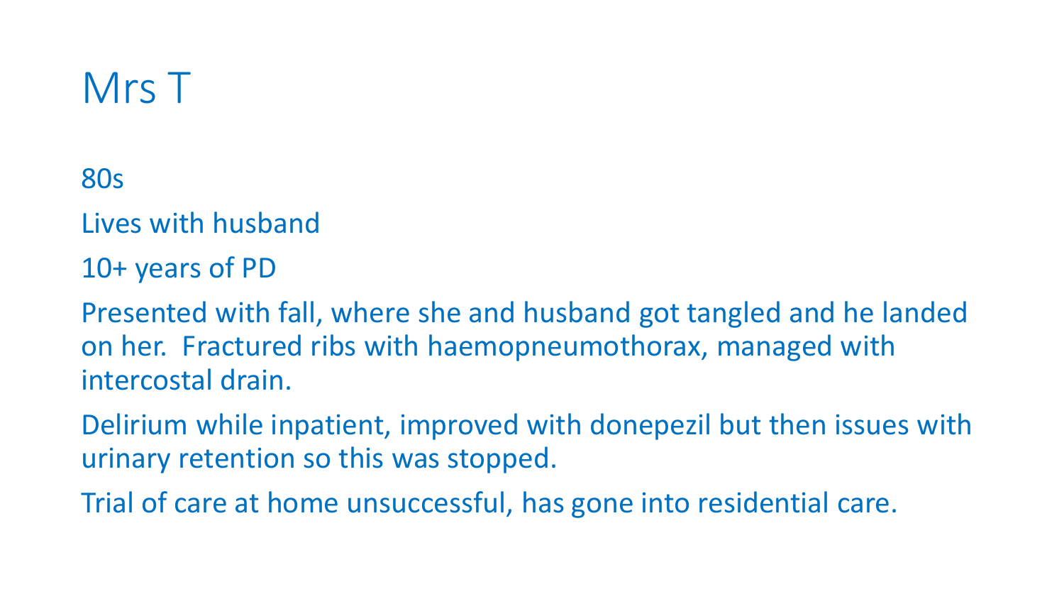# Mrs T

80s

Lives with husband

10+ years of PD

Presented with fall, where she and husband got tangled and he landed on her. Fractured ribs with haemopneumothorax, managed with intercostal drain.

Delirium while inpatient, improved with donepezil but then issues with urinary retention so this was stopped.

Trial of care at home unsuccessful, has gone into residential care.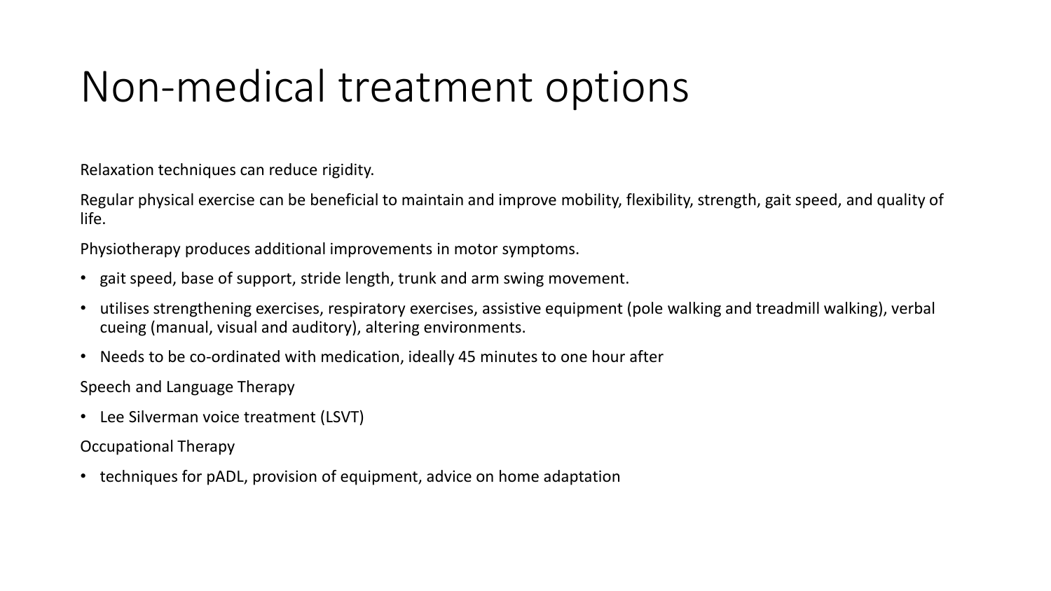# Non-medical treatment options

Relaxation techniques can reduce rigidity.

Regular physical exercise can be beneficial to maintain and improve mobility, flexibility, strength, gait speed, and quality of life.

Physiotherapy produces additional improvements in motor symptoms.

- gait speed, base of support, stride length, trunk and arm swing movement.
- utilises strengthening exercises, respiratory exercises, assistive equipment (pole walking and treadmill walking), verbal cueing (manual, visual and auditory), altering environments.
- Needs to be co-ordinated with medication, ideally 45 minutes to one hour after

Speech and Language Therapy

- Lee Silverman voice treatment (LSVT)

Occupational Therapy

- techniques for pADL, provision of equipment, advice on home adaptation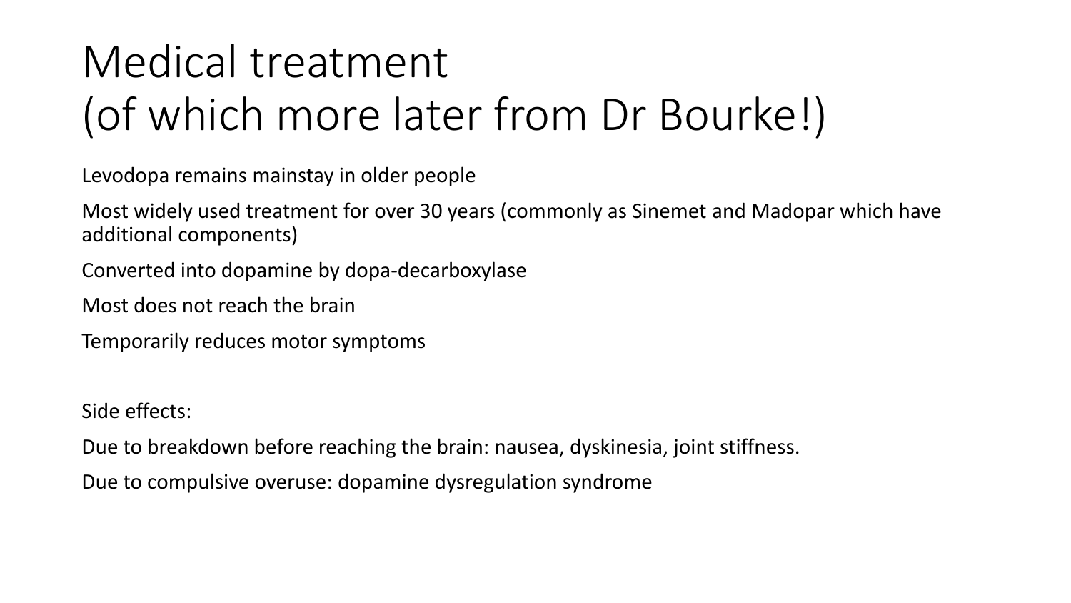# Medical treatment (of which more later from Dr Bourke!)

Levodopa remains mainstay in older people

Most widely used treatment for over 30 years (commonly as Sinemet and Madopar which have additional components)

Converted into dopamine by dopa-decarboxylase

Most does not reach the brain

Temporarily reduces motor symptoms

Side effects:

Due to breakdown before reaching the brain: nausea, dyskinesia, joint stiffness.

Due to compulsive overuse: dopamine dysregulation syndrome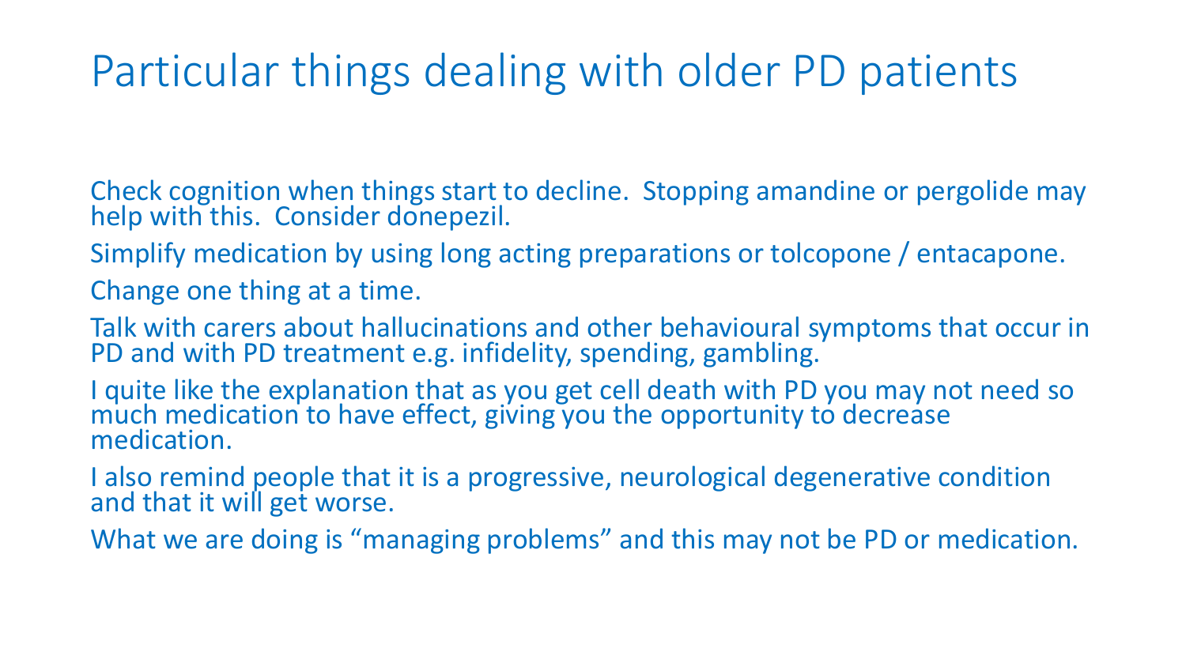# Particular things dealing with older PD patients

Check cognition when things start to decline. Stopping amandine or pergolide may help with this. Consider donepezil.

Simplify medication by using long acting preparations or tolcopone / entacapone.

Change one thing at a time.

Talk with carers about hallucinations and other behavioural symptoms that occur in PD and with PD treatment e.g. infidelity, spending, gambling.

I quite like the explanation that as you get cell death with PD you may not need so much medication to have effect, giving you the opportunity to decrease medication.

I also remind people that it is a progressive, neurological degenerative condition and that it will get worse.

What we are doing is "managing problems" and this may not be PD or medication.